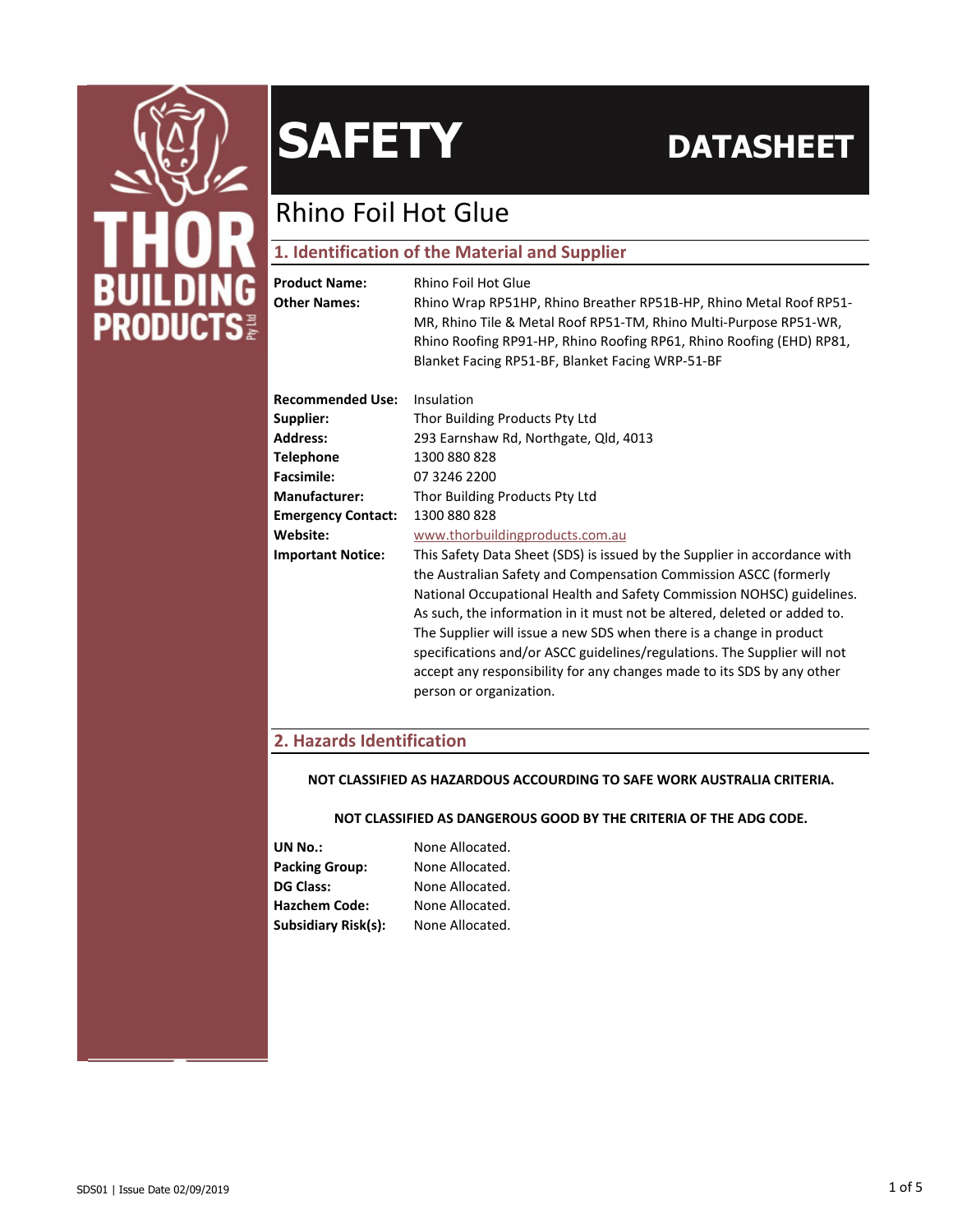# SAFETY DATASHEET

## Rhino Foil Hot Glue

### 1. Identification of the Material and Supplier

**Product Name:** Rhino Foil Hot Glue

**Other Names:** Rhino Wrap RP51HP, Rhino Breather RP51B-HP, Rhino Metal Roof RP51-MR, Rhino Tile & Metal Roof RP51-TM, Rhino Multi-Purpose RP51-WR, Rhino Roofing RP91-HP, Rhino Roofing RP61, Rhino Roofing (EHD) RP81, Blanket Facing RP51-BF, Blanket Facing WRP-51-BF

**Recommended Use:** Insulation

**Supplier:** Thor Building Products Pty Ltd

**Address:** 293 Earnshaw Rd, Northgate, Qld, 4013

**Telephone** 1300 880 828

**Facsimile:** 07 3246 2200

**Manufacturer:** Thor Building Products Pty Ltd

**Emergency Contact:** 1300 880 828

**Website:** www.thorbuildingproducts.com.au

**Important Notice:** This Safety Data Sheet (SDS) is issued by the Supplier in accordance with the Australian Safety and Compensation Commission ASCC (formerly National Occupational Health and Safety Commission NOHSC) guidelines. As such, the information in it must not be altered, deleted or added to. The Supplier will issue a new SDS when there is a change in product specifications and/or ASCC guidelines/regulations. The Supplier will not accept any responsibility for any changes made to its SDS by any other person or organization.

### 2. Hazards Identification

**NOT CLASSIFIED AS HAZARDOUS ACCOURDING TO SAFE WORK AUSTRALIA CRITERIA.**

**NOT CLASSIFIED AS DANGEROUS GOOD BY THE CRITERIA OF THE ADG CODE.**

**UN No.:** None Allocated.

**Packing Group:** None Allocated.

**DG Class:** None Allocated.

**Hazchem Code:** None Allocated.

**Subsidiary Risk(s):** None Allocated.

SDS01 | Issue Date 02/09/2019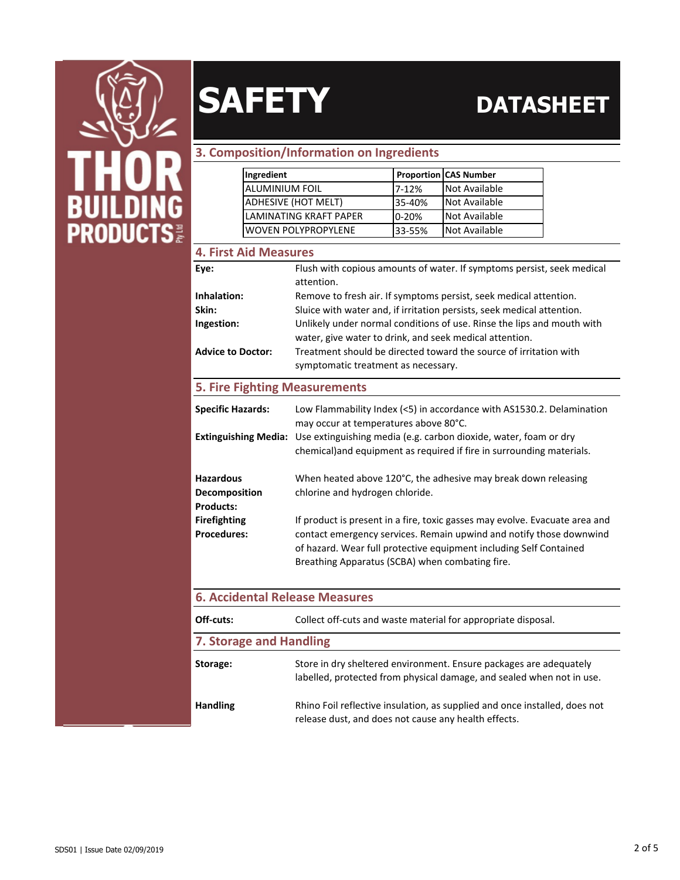# SAFETY DATASHEET

## 3. Composition/Information on Ingredients

| Ingredient | Proportion | CAS Number |
|---|---|---|
| ALUMINIUM FOIL | 7-12% | Not Available |
| ADHESIVE (HOT MELT) | 35-40% | Not Available |
| LAMINATING KRAFT PAPER | 0-20% | Not Available |
| WOVEN POLYPROPYLENE | 33-55% | Not Available |

## 4. First Aid Measures

**Eye:** Flush with copious amounts of water. If symptoms persist, seek medical attention.

**Inhalation:** Remove to fresh air. If symptoms persist, seek medical attention.

**Skin:** Sluice with water and, if irritation persists, seek medical attention.

**Ingestion:** Unlikely under normal conditions of use. Rinse the lips and mouth with water, give water to drink, and seek medical attention.

**Advice to Doctor:** Treatment should be directed toward the source of irritation with symptomatic treatment as necessary.

## 5. Fire Fighting Measurements

**Specific Hazards:** Low Flammability Index (<5) in accordance with AS1530.2. Delamination may occur at temperatures above 80°C.

**Extinguishing Media:** Use extinguishing media (e.g. carbon dioxide, water, foam or dry chemical)and equipment as required if fire in surrounding materials.

**Hazardous Decomposition Products:** When heated above 120°C, the adhesive may break down releasing chlorine and hydrogen chloride.

**Firefighting Procedures:** If product is present in a fire, toxic gasses may evolve. Evacuate area and contact emergency services. Remain upwind and notify those downwind of hazard. Wear full protective equipment including Self Contained Breathing Apparatus (SCBA) when combating fire.

## 6. Accidental Release Measures

**Off-cuts:** Collect off-cuts and waste material for appropriate disposal.

## 7. Storage and Handling

**Storage:** Store in dry sheltered environment. Ensure packages are adequately labelled, protected from physical damage, and sealed when not in use.

**Handling** Rhino Foil reflective insulation, as supplied and once installed, does not release dust, and does not cause any health effects.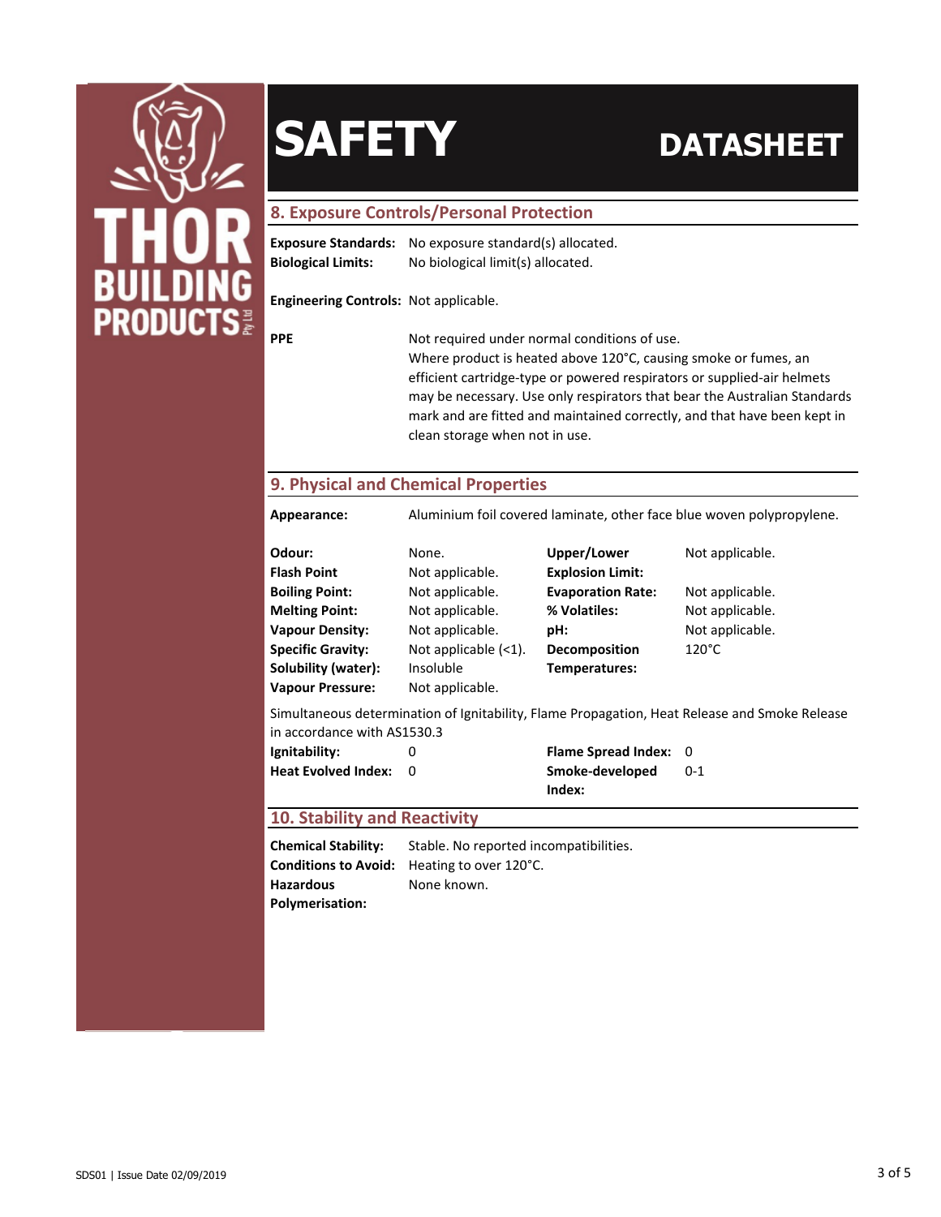# SAFETY DATASHEET

## 8. Exposure Controls/Personal Protection

**Exposure Standards:** No exposure standard(s) allocated.
**Biological Limits:** No biological limit(s) allocated.

**Engineering Controls:** Not applicable.

**PPE** Not required under normal conditions of use.
Where product is heated above 120°C, causing smoke or fumes, an efficient cartridge-type or powered respirators or supplied-air helmets may be necessary. Use only respirators that bear the Australian Standards mark and are fitted and maintained correctly, and that have been kept in clean storage when not in use.

## 9. Physical and Chemical Properties

**Appearance:** Aluminium foil covered laminate, other face blue woven polypropylene.

| | | | |
|---|---|---|---|
| **Odour:** | None. | **Upper/Lower Explosion Limit:** | Not applicable. |
| **Flash Point** | Not applicable. | | |
| **Boiling Point:** | Not applicable. | **Evaporation Rate:** | Not applicable. |
| **Melting Point:** | Not applicable. | **% Volatiles:** | Not applicable. |
| **Vapour Density:** | Not applicable. | **pH:** | Not applicable. |
| **Specific Gravity:** | Not applicable (<1). | **Decomposition Temperatures:** | 120°C |
| **Solubility (water):** | Insoluble | | |
| **Vapour Pressure:** | Not applicable. | | |

Simultaneous determination of Ignitability, Flame Propagation, Heat Release and Smoke Release in accordance with AS1530.3

| | | | |
|---|---|---|---|
| **Ignitability:** | 0 | **Flame Spread Index:** | 0 |
| **Heat Evolved Index:** | 0 | **Smoke-developed Index:** | 0-1 |

## 10. Stability and Reactivity

**Chemical Stability:** Stable. No reported incompatibilities.
**Conditions to Avoid:** Heating to over 120°C.
**Hazardous Polymerisation:** None known.

SDS01 | Issue Date 02/09/2019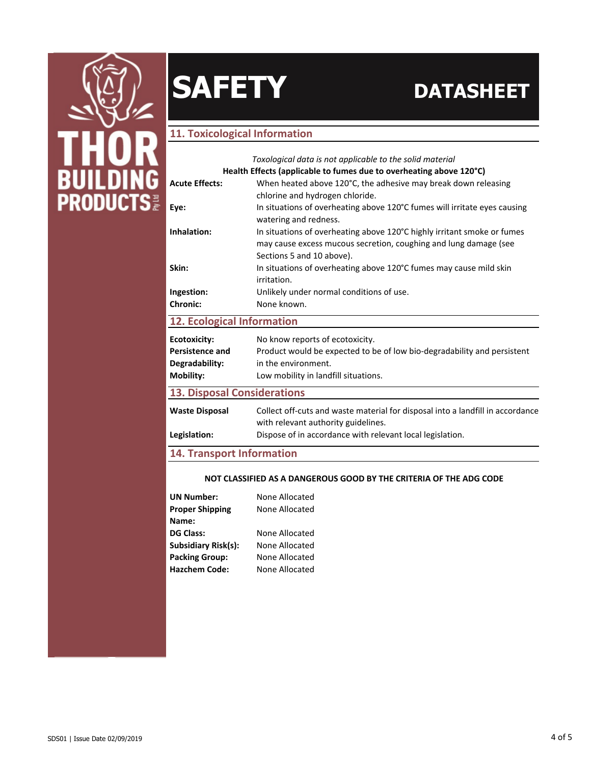## 11. Toxicological Information

*Toxological data is not applicable to the solid material*

**Health Effects (applicable to fumes due to overheating above 120°C)**

| | |
|---|---|
| **Acute Effects:** | When heated above 120°C, the adhesive may break down releasing chlorine and hydrogen chloride. |
| **Eye:** | In situations of overheating above 120°C fumes will irritate eyes causing watering and redness. |
| **Inhalation:** | In situations of overheating above 120°C highly irritant smoke or fumes may cause excess mucous secretion, coughing and lung damage (see Sections 5 and 10 above). |
| **Skin:** | In situations of overheating above 120°C fumes may cause mild skin irritation. |
| **Ingestion:** | Unlikely under normal conditions of use. |
| **Chronic:** | None known. |

## 12. Ecological Information

| | |
|---|---|
| **Ecotoxicity:** | No know reports of ecotoxicity. |
| **Persistence and Degradability:** | Product would be expected to be of low bio-degradability and persistent in the environment. |
| **Mobility:** | Low mobility in landfill situations. |

## 13. Disposal Considerations

| | |
|---|---|
| **Waste Disposal** | Collect off-cuts and waste material for disposal into a landfill in accordance with relevant authority guidelines. |
| **Legislation:** | Dispose of in accordance with relevant local legislation. |

## 14. Transport Information

**NOT CLASSIFIED AS A DANGEROUS GOOD BY THE CRITERIA OF THE ADG CODE**

| | |
|---|---|
| **UN Number:** | None Allocated |
| **Proper Shipping Name:** | None Allocated |
| **DG Class:** | None Allocated |
| **Subsidiary Risk(s):** | None Allocated |
| **Packing Group:** | None Allocated |
| **Hazchem Code:** | None Allocated |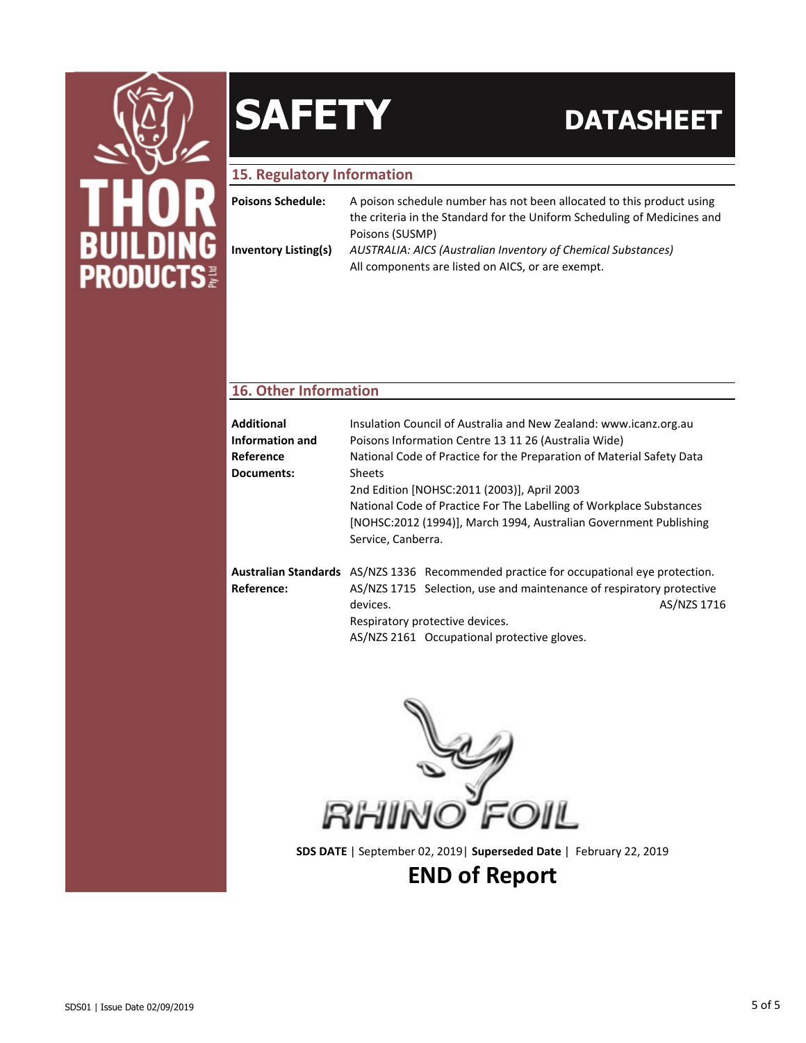# SAFETY DATASHEET

## 15. Regulatory Information

| | |
|---|---|
| **Poisons Schedule:** | A poison schedule number has not been allocated to this product using the criteria in the Standard for the Uniform Scheduling of Medicines and Poisons (SUSMP) |
| **Inventory Listing(s)** | *AUSTRALIA: AICS (Australian Inventory of Chemical Substances)* All components are listed on AICS, or are exempt. |

## 16. Other Information

| | |
|---|---|
| **Additional Information and Reference Documents:** | Insulation Council of Australia and New Zealand: www.icanz.org.au<br>Poisons Information Centre 13 11 26 (Australia Wide)<br>National Code of Practice for the Preparation of Material Safety Data Sheets<br>2nd Edition [NOHSC:2011 (2003)], April 2003<br>National Code of Practice For The Labelling of Workplace Substances [NOHSC:2012 (1994)], March 1994, Australian Government Publishing Service, Canberra. |
| **Australian Standards Reference:** | AS/NZS 1336 Recommended practice for occupational eye protection.<br>AS/NZS 1715 Selection, use and maintenance of respiratory protective devices.<br>AS/NZS 1716 Respiratory protective devices.<br>AS/NZS 2161 Occupational protective gloves. |

RHINO FOIL

**SDS DATE** | September 02, 2019| **Superseded Date** | February 22, 2019

**END of Report**

SDS01 | Issue Date 02/09/2019